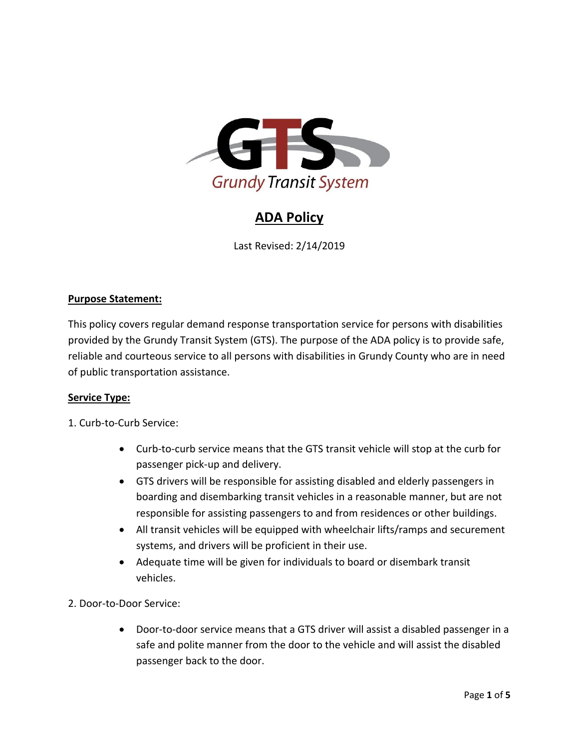GTS

Grundy Transit System

# ADA Policy

Last Revised: 2/14/2019

**Purpose Statement:**

This policy covers regular demand response transportation service for persons with disabilities provided by the Grundy Transit System (GTS). The purpose of the ADA policy is to provide safe, reliable and courteous service to all persons with disabilities in Grundy County who are in need of public transportation assistance.

**Service Type:**

1. Curb-to-Curb Service:

- Curb-to-curb service means that the GTS transit vehicle will stop at the curb for passenger pick-up and delivery.
- GTS drivers will be responsible for assisting disabled and elderly passengers in boarding and disembarking transit vehicles in a reasonable manner, but are not responsible for assisting passengers to and from residences or other buildings.
- All transit vehicles will be equipped with wheelchair lifts/ramps and securement systems, and drivers will be proficient in their use.
- Adequate time will be given for individuals to board or disembark transit vehicles.

2. Door-to-Door Service:

- Door-to-door service means that a GTS driver will assist a disabled passenger in a safe and polite manner from the door to the vehicle and will assist the disabled passenger back to the door.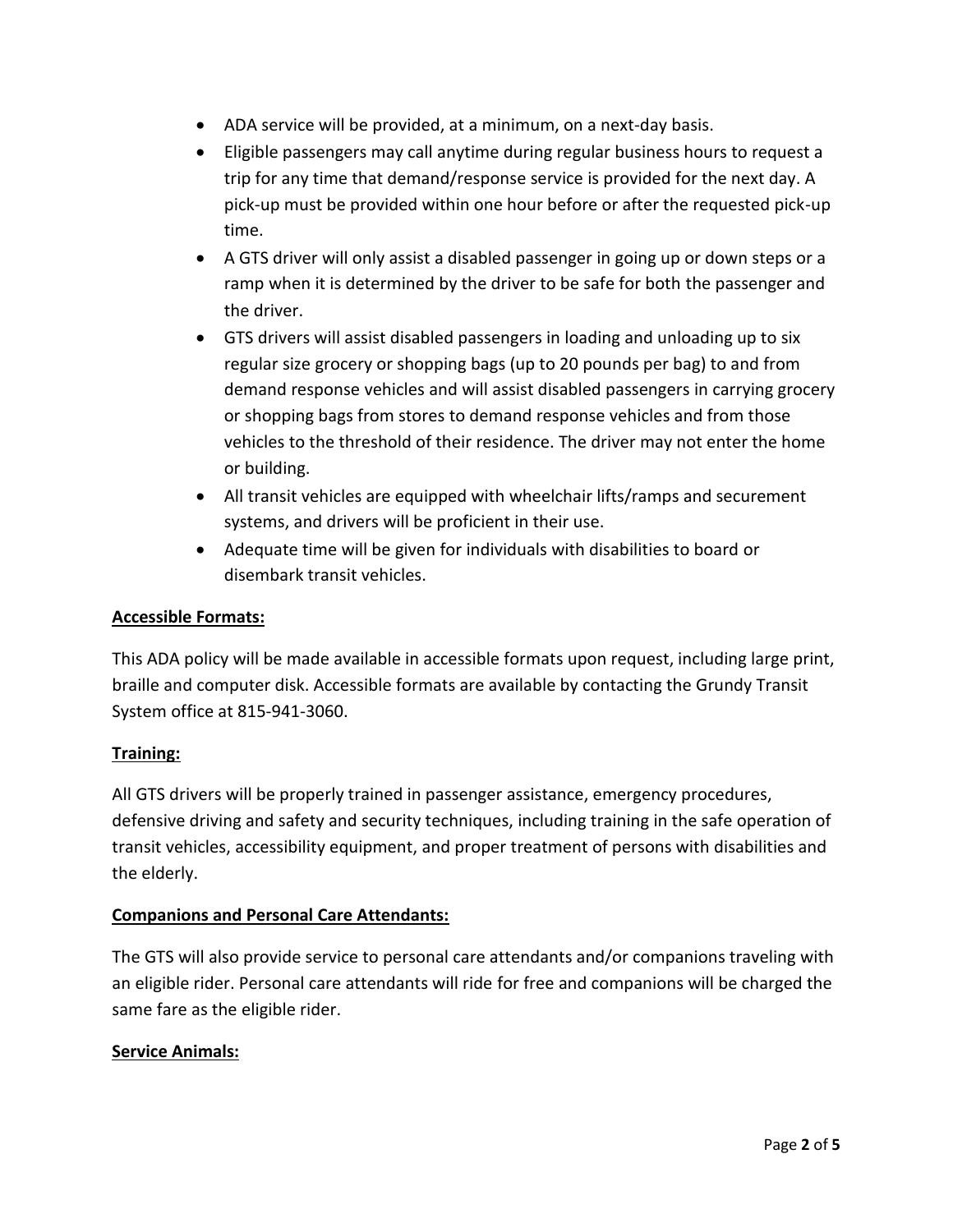- ADA service will be provided, at a minimum, on a next-day basis.
- Eligible passengers may call anytime during regular business hours to request a trip for any time that demand/response service is provided for the next day. A pick-up must be provided within one hour before or after the requested pick-up time.
- A GTS driver will only assist a disabled passenger in going up or down steps or a ramp when it is determined by the driver to be safe for both the passenger and the driver.
- GTS drivers will assist disabled passengers in loading and unloading up to six regular size grocery or shopping bags (up to 20 pounds per bag) to and from demand response vehicles and will assist disabled passengers in carrying grocery or shopping bags from stores to demand response vehicles and from those vehicles to the threshold of their residence. The driver may not enter the home or building.
- All transit vehicles are equipped with wheelchair lifts/ramps and securement systems, and drivers will be proficient in their use.
- Adequate time will be given for individuals with disabilities to board or disembark transit vehicles.

**Accessible Formats:**

This ADA policy will be made available in accessible formats upon request, including large print, braille and computer disk. Accessible formats are available by contacting the Grundy Transit System office at 815-941-3060.

**Training:**

All GTS drivers will be properly trained in passenger assistance, emergency procedures, defensive driving and safety and security techniques, including training in the safe operation of transit vehicles, accessibility equipment, and proper treatment of persons with disabilities and the elderly.

**Companions and Personal Care Attendants:**

The GTS will also provide service to personal care attendants and/or companions traveling with an eligible rider. Personal care attendants will ride for free and companions will be charged the same fare as the eligible rider.

**Service Animals:**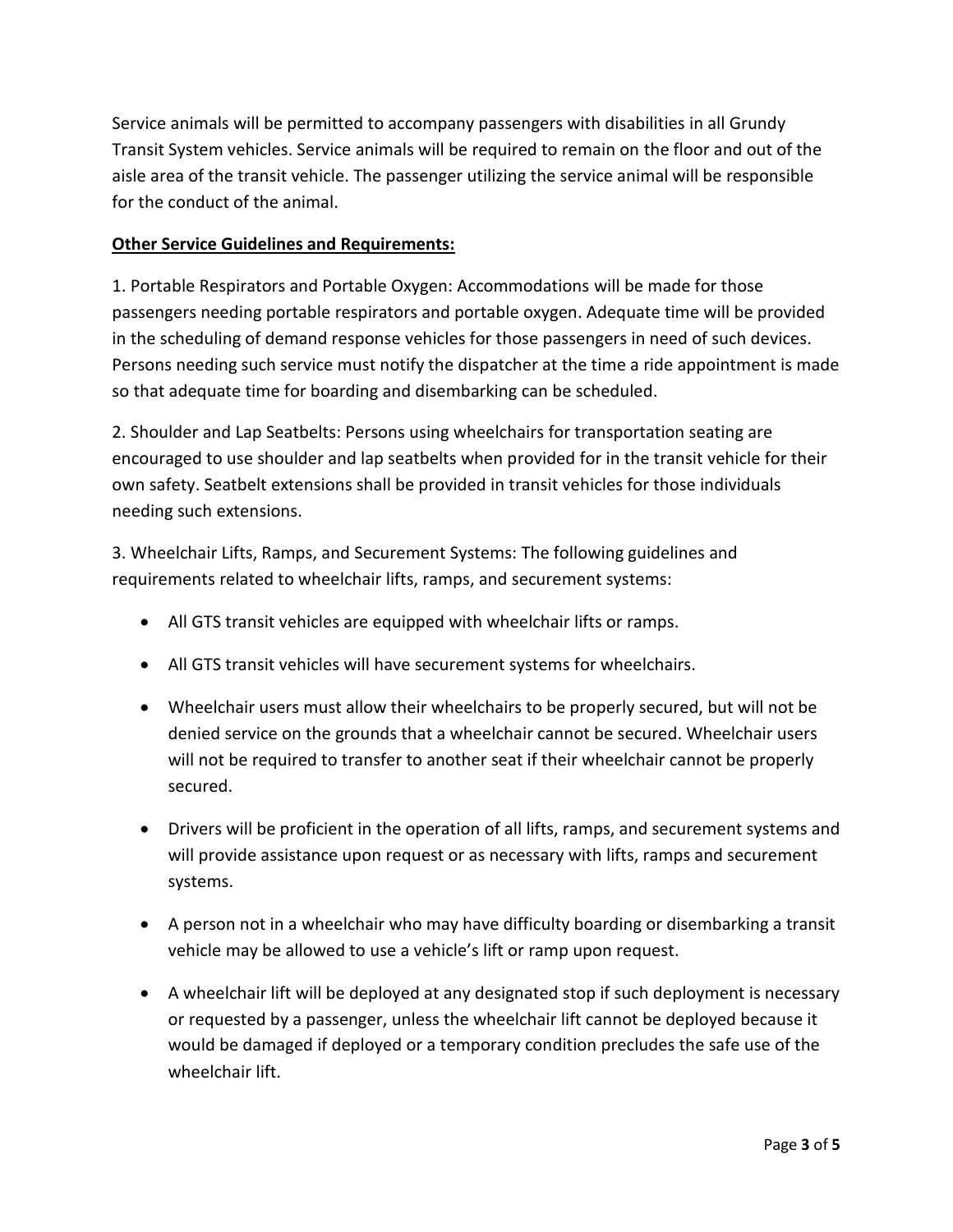Service animals will be permitted to accompany passengers with disabilities in all Grundy Transit System vehicles. Service animals will be required to remain on the floor and out of the aisle area of the transit vehicle. The passenger utilizing the service animal will be responsible for the conduct of the animal.

**Other Service Guidelines and Requirements:**

1. Portable Respirators and Portable Oxygen: Accommodations will be made for those passengers needing portable respirators and portable oxygen. Adequate time will be provided in the scheduling of demand response vehicles for those passengers in need of such devices. Persons needing such service must notify the dispatcher at the time a ride appointment is made so that adequate time for boarding and disembarking can be scheduled.

2. Shoulder and Lap Seatbelts: Persons using wheelchairs for transportation seating are encouraged to use shoulder and lap seatbelts when provided for in the transit vehicle for their own safety. Seatbelt extensions shall be provided in transit vehicles for those individuals needing such extensions.

3. Wheelchair Lifts, Ramps, and Securement Systems: The following guidelines and requirements related to wheelchair lifts, ramps, and securement systems:

- All GTS transit vehicles are equipped with wheelchair lifts or ramps.
- All GTS transit vehicles will have securement systems for wheelchairs.
- Wheelchair users must allow their wheelchairs to be properly secured, but will not be denied service on the grounds that a wheelchair cannot be secured. Wheelchair users will not be required to transfer to another seat if their wheelchair cannot be properly secured.
- Drivers will be proficient in the operation of all lifts, ramps, and securement systems and will provide assistance upon request or as necessary with lifts, ramps and securement systems.
- A person not in a wheelchair who may have difficulty boarding or disembarking a transit vehicle may be allowed to use a vehicle's lift or ramp upon request.
- A wheelchair lift will be deployed at any designated stop if such deployment is necessary or requested by a passenger, unless the wheelchair lift cannot be deployed because it would be damaged if deployed or a temporary condition precludes the safe use of the wheelchair lift.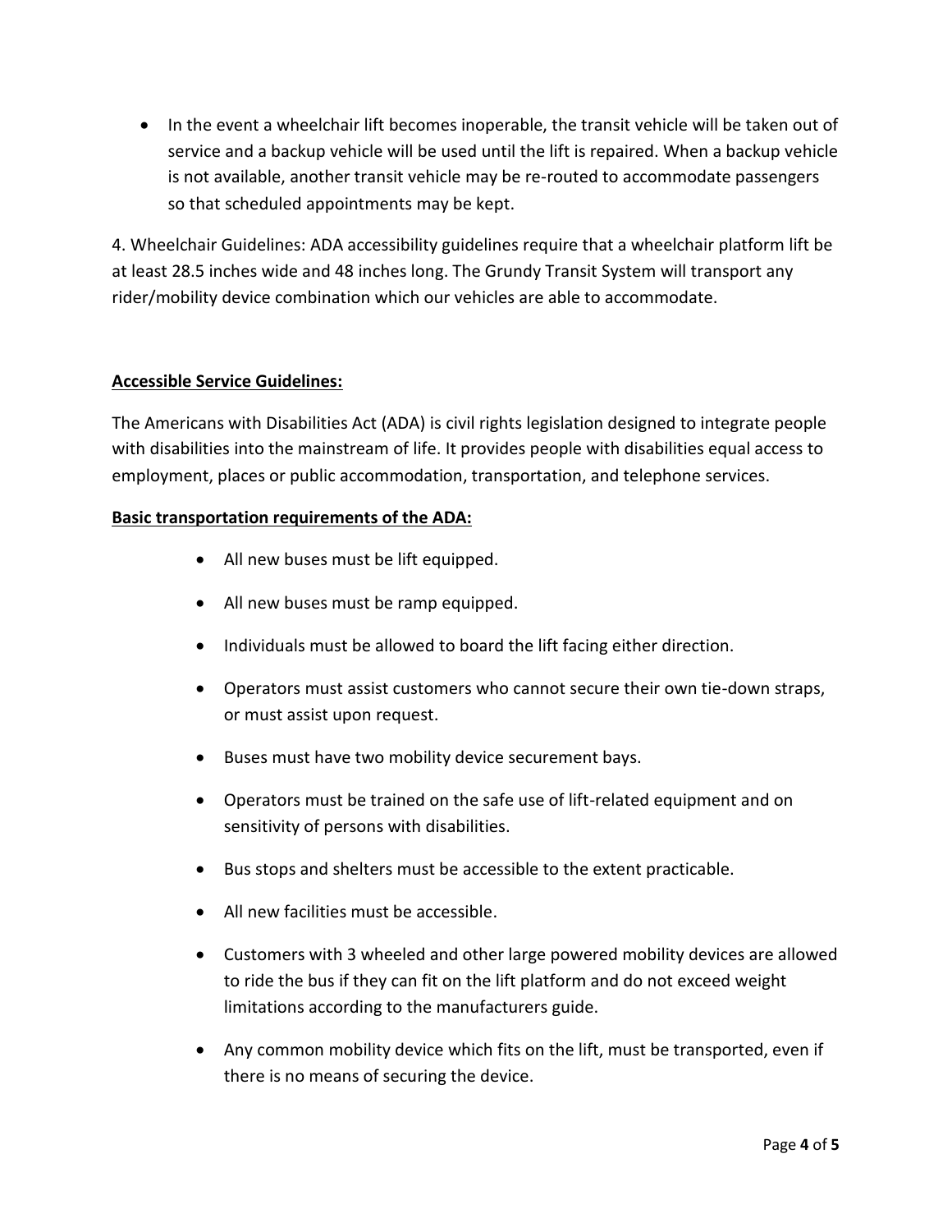- In the event a wheelchair lift becomes inoperable, the transit vehicle will be taken out of service and a backup vehicle will be used until the lift is repaired. When a backup vehicle is not available, another transit vehicle may be re-routed to accommodate passengers so that scheduled appointments may be kept.

4. Wheelchair Guidelines: ADA accessibility guidelines require that a wheelchair platform lift be at least 28.5 inches wide and 48 inches long. The Grundy Transit System will transport any rider/mobility device combination which our vehicles are able to accommodate.

**<u>Accessible Service Guidelines:</u>**

The Americans with Disabilities Act (ADA) is civil rights legislation designed to integrate people with disabilities into the mainstream of life. It provides people with disabilities equal access to employment, places or public accommodation, transportation, and telephone services.

**<u>Basic transportation requirements of the ADA:</u>**

- All new buses must be lift equipped.
- All new buses must be ramp equipped.
- Individuals must be allowed to board the lift facing either direction.
- Operators must assist customers who cannot secure their own tie-down straps, or must assist upon request.
- Buses must have two mobility device securement bays.
- Operators must be trained on the safe use of lift-related equipment and on sensitivity of persons with disabilities.
- Bus stops and shelters must be accessible to the extent practicable.
- All new facilities must be accessible.
- Customers with 3 wheeled and other large powered mobility devices are allowed to ride the bus if they can fit on the lift platform and do not exceed weight limitations according to the manufacturers guide.
- Any common mobility device which fits on the lift, must be transported, even if there is no means of securing the device.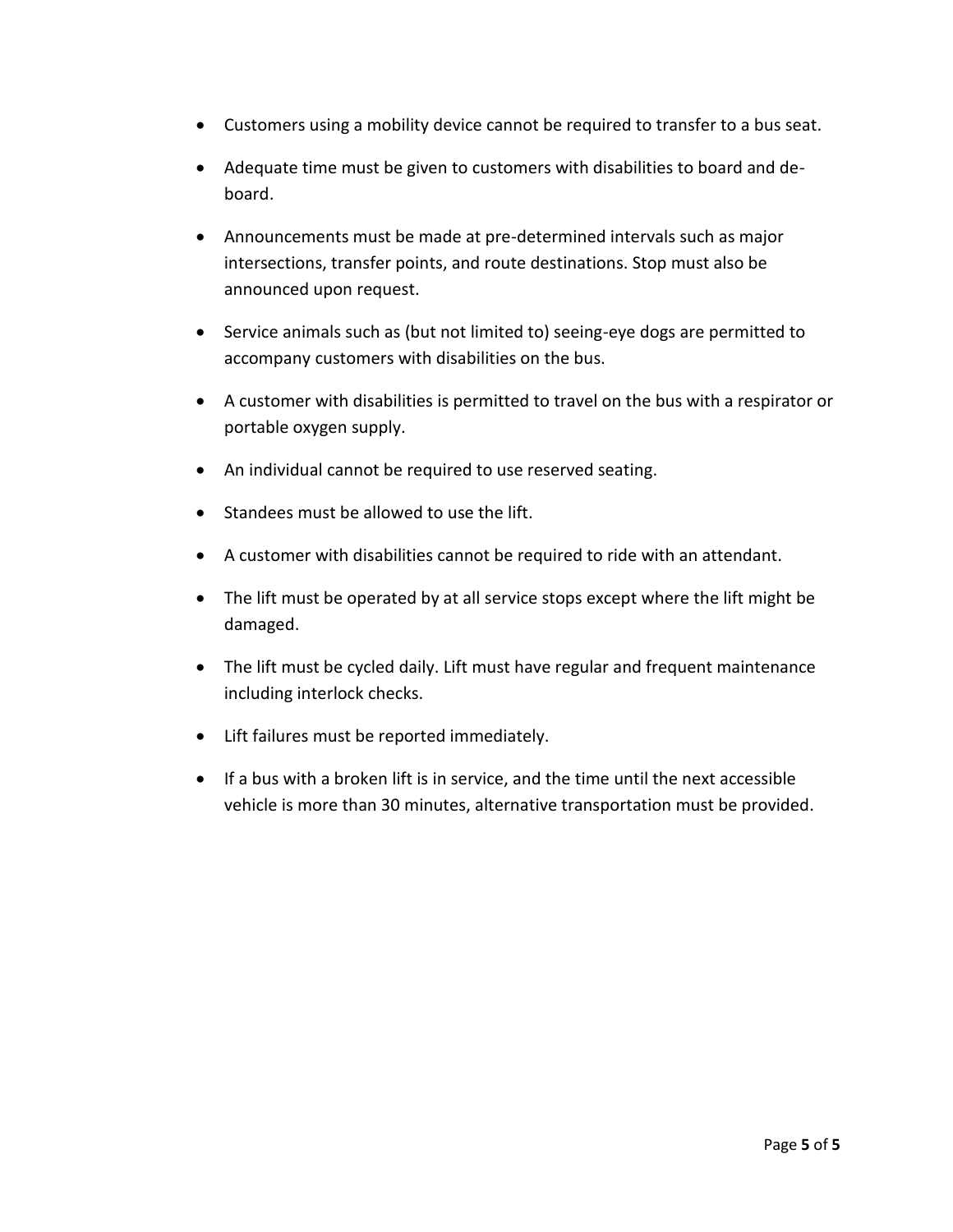- Customers using a mobility device cannot be required to transfer to a bus seat.
- Adequate time must be given to customers with disabilities to board and de-board.
- Announcements must be made at pre-determined intervals such as major intersections, transfer points, and route destinations. Stop must also be announced upon request.
- Service animals such as (but not limited to) seeing-eye dogs are permitted to accompany customers with disabilities on the bus.
- A customer with disabilities is permitted to travel on the bus with a respirator or portable oxygen supply.
- An individual cannot be required to use reserved seating.
- Standees must be allowed to use the lift.
- A customer with disabilities cannot be required to ride with an attendant.
- The lift must be operated by at all service stops except where the lift might be damaged.
- The lift must be cycled daily. Lift must have regular and frequent maintenance including interlock checks.
- Lift failures must be reported immediately.
- If a bus with a broken lift is in service, and the time until the next accessible vehicle is more than 30 minutes, alternative transportation must be provided.